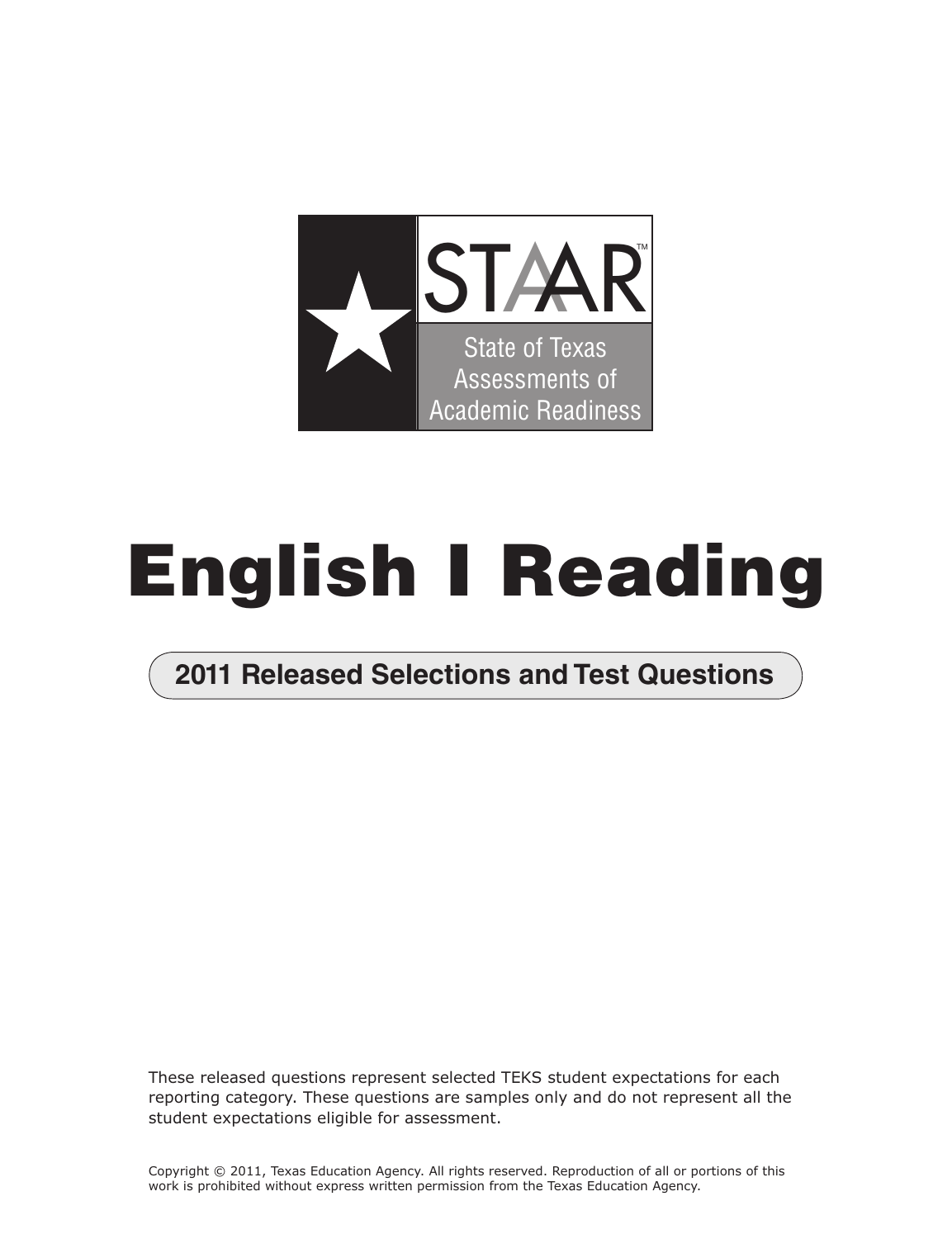STAAR™

State of Texas Assessments of Academic Readiness

# English I Reading

## 2011 Released Selections and Test Questions

These released questions represent selected TEKS student expectations for each reporting category. These questions are samples only and do not represent all the student expectations eligible for assessment.

Copyright © 2011, Texas Education Agency. All rights reserved. Reproduction of all or portions of this work is prohibited without express written permission from the Texas Education Agency.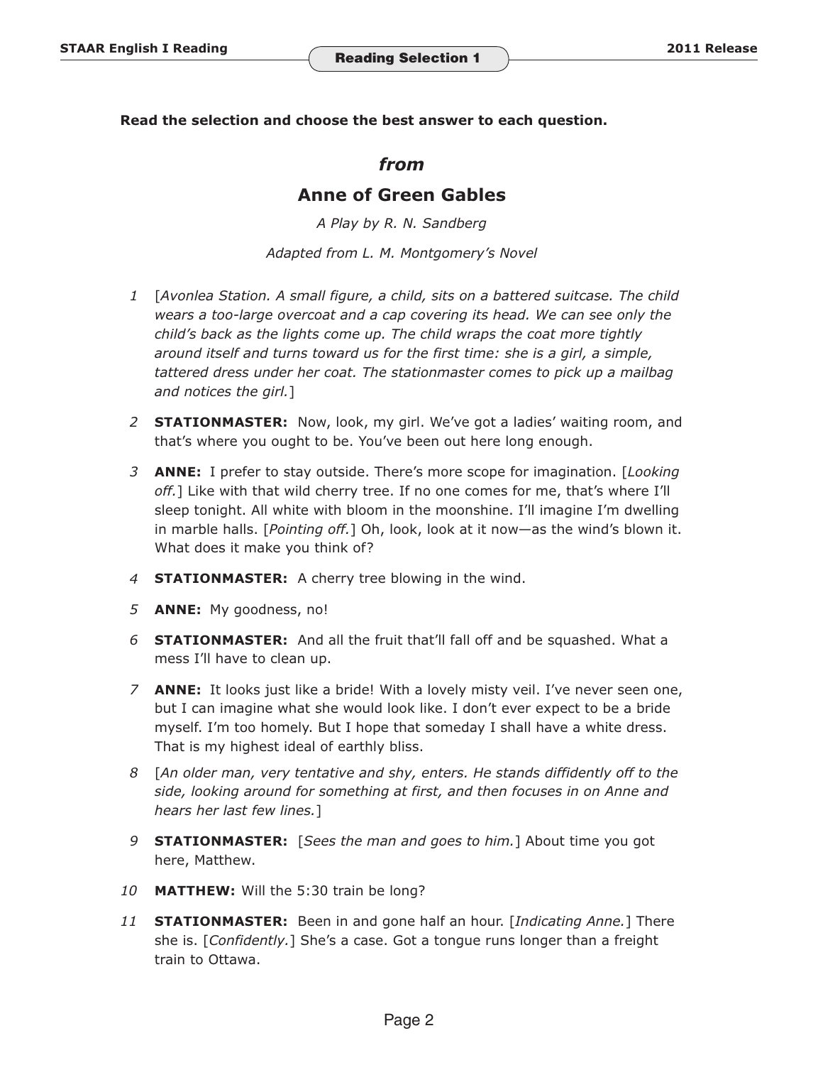**Read the selection and choose the best answer to each question.**

## *from*

## Anne of Green Gables

*A Play by R. N. Sandberg*

*Adapted from L. M. Montgomery's Novel*

1 [*Avonlea Station. A small figure, a child, sits on a battered suitcase. The child wears a too-large overcoat and a cap covering its head. We can see only the child's back as the lights come up. The child wraps the coat more tightly around itself and turns toward us for the first time: she is a girl, a simple, tattered dress under her coat. The stationmaster comes to pick up a mailbag and notices the girl.*]

2 **STATIONMASTER:** Now, look, my girl. We've got a ladies' waiting room, and that's where you ought to be. You've been out here long enough.

3 **ANNE:** I prefer to stay outside. There's more scope for imagination. [*Looking off.*] Like with that wild cherry tree. If no one comes for me, that's where I'll sleep tonight. All white with bloom in the moonshine. I'll imagine I'm dwelling in marble halls. [*Pointing off.*] Oh, look, look at it now—as the wind's blown it. What does it make you think of?

4 **STATIONMASTER:** A cherry tree blowing in the wind.

5 **ANNE:** My goodness, no!

6 **STATIONMASTER:** And all the fruit that'll fall off and be squashed. What a mess I'll have to clean up.

7 **ANNE:** It looks just like a bride! With a lovely misty veil. I've never seen one, but I can imagine what she would look like. I don't ever expect to be a bride myself. I'm too homely. But I hope that someday I shall have a white dress. That is my highest ideal of earthly bliss.

8 [*An older man, very tentative and shy, enters. He stands diffidently off to the side, looking around for something at first, and then focuses in on Anne and hears her last few lines.*]

9 **STATIONMASTER:** [*Sees the man and goes to him.*] About time you got here, Matthew.

10 **MATTHEW:** Will the 5:30 train be long?

11 **STATIONMASTER:** Been in and gone half an hour. [*Indicating Anne.*] There she is. [*Confidently.*] She's a case. Got a tongue runs longer than a freight train to Ottawa.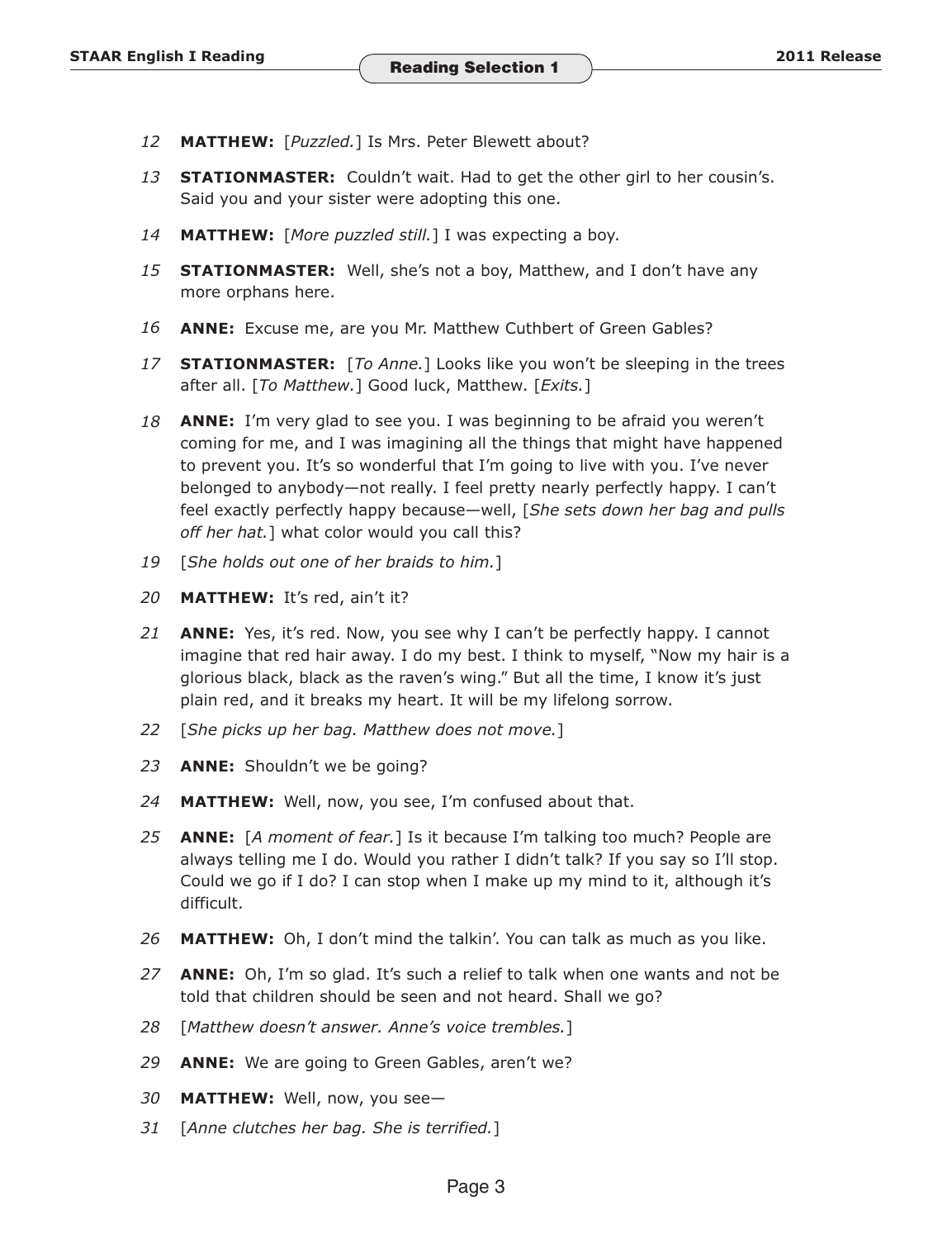12 **MATTHEW:** [*Puzzled.*] Is Mrs. Peter Blewett about?

13 **STATIONMASTER:** Couldn't wait. Had to get the other girl to her cousin's. Said you and your sister were adopting this one.

14 **MATTHEW:** [*More puzzled still.*] I was expecting a boy.

15 **STATIONMASTER:** Well, she's not a boy, Matthew, and I don't have any more orphans here.

16 **ANNE:** Excuse me, are you Mr. Matthew Cuthbert of Green Gables?

17 **STATIONMASTER:** [*To Anne.*] Looks like you won't be sleeping in the trees after all. [*To Matthew.*] Good luck, Matthew. [*Exits.*]

18 **ANNE:** I'm very glad to see you. I was beginning to be afraid you weren't coming for me, and I was imagining all the things that might have happened to prevent you. It's so wonderful that I'm going to live with you. I've never belonged to anybody—not really. I feel pretty nearly perfectly happy. I can't feel exactly perfectly happy because—well, [*She sets down her bag and pulls off her hat.*] what color would you call this?

19 [*She holds out one of her braids to him.*]

20 **MATTHEW:** It's red, ain't it?

21 **ANNE:** Yes, it's red. Now, you see why I can't be perfectly happy. I cannot imagine that red hair away. I do my best. I think to myself, "Now my hair is a glorious black, black as the raven's wing." But all the time, I know it's just plain red, and it breaks my heart. It will be my lifelong sorrow.

22 [*She picks up her bag. Matthew does not move.*]

23 **ANNE:** Shouldn't we be going?

24 **MATTHEW:** Well, now, you see, I'm confused about that.

25 **ANNE:** [*A moment of fear.*] Is it because I'm talking too much? People are always telling me I do. Would you rather I didn't talk? If you say so I'll stop. Could we go if I do? I can stop when I make up my mind to it, although it's difficult.

26 **MATTHEW:** Oh, I don't mind the talkin'. You can talk as much as you like.

27 **ANNE:** Oh, I'm so glad. It's such a relief to talk when one wants and not be told that children should be seen and not heard. Shall we go?

28 [*Matthew doesn't answer. Anne's voice trembles.*]

29 **ANNE:** We are going to Green Gables, aren't we?

30 **MATTHEW:** Well, now, you see—

31 [*Anne clutches her bag. She is terrified.*]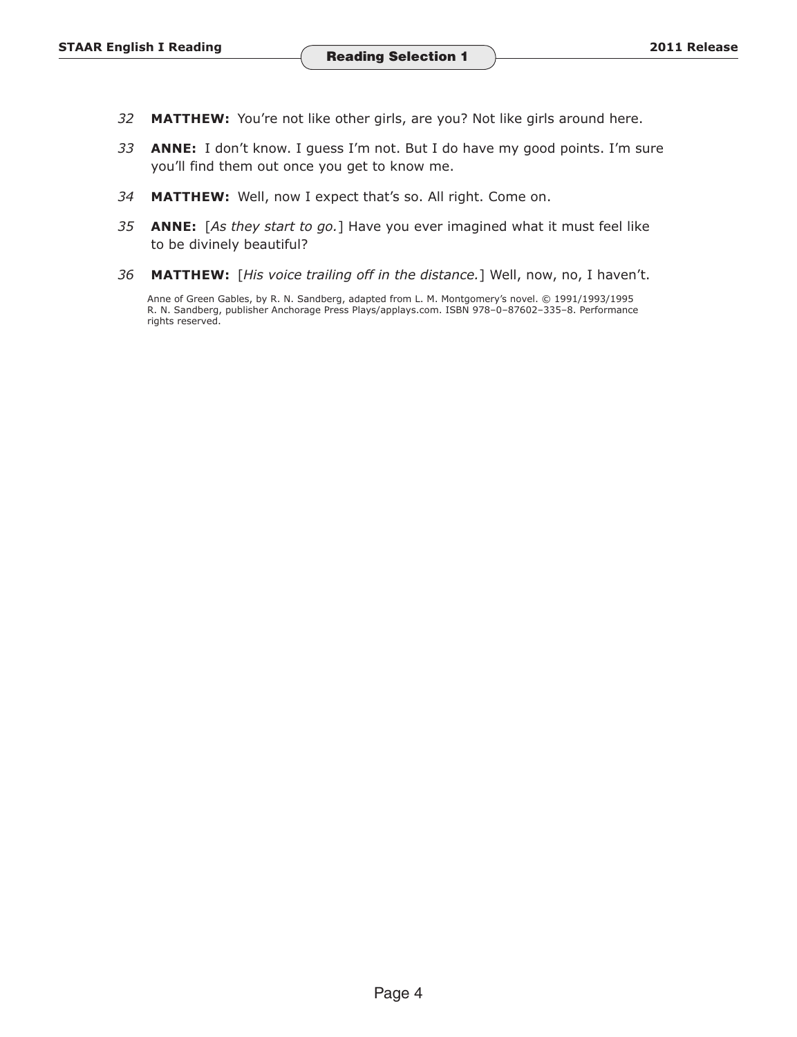*32* **MATTHEW:** You're not like other girls, are you? Not like girls around here.

*33* **ANNE:** I don't know. I guess I'm not. But I do have my good points. I'm sure you'll find them out once you get to know me.

*34* **MATTHEW:** Well, now I expect that's so. All right. Come on.

*35* **ANNE:** [*As they start to go.*] Have you ever imagined what it must feel like to be divinely beautiful?

*36* **MATTHEW:** [*His voice trailing off in the distance.*] Well, now, no, I haven't.

Anne of Green Gables, by R. N. Sandberg, adapted from L. M. Montgomery's novel. © 1991/1993/1995 R. N. Sandberg, publisher Anchorage Press Plays/applays.com. ISBN 978–0–87602–335–8. Performance rights reserved.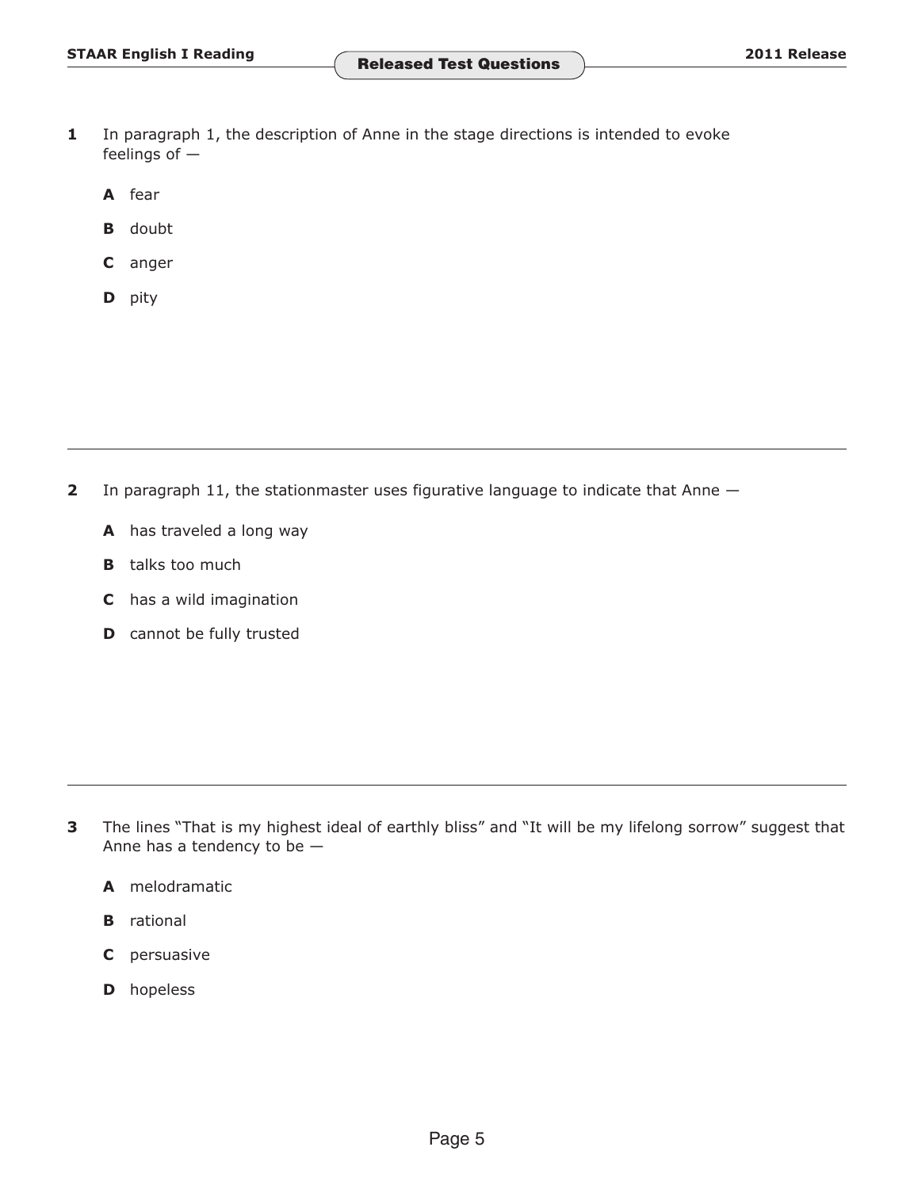**1** In paragraph 1, the description of Anne in the stage directions is intended to evoke feelings of —

**A** fear

**B** doubt

**C** anger

**D** pity

---

**2** In paragraph 11, the stationmaster uses figurative language to indicate that Anne —

**A** has traveled a long way

**B** talks too much

**C** has a wild imagination

**D** cannot be fully trusted

---

**3** The lines "That is my highest ideal of earthly bliss" and "It will be my lifelong sorrow" suggest that Anne has a tendency to be —

**A** melodramatic

**B** rational

**C** persuasive

**D** hopeless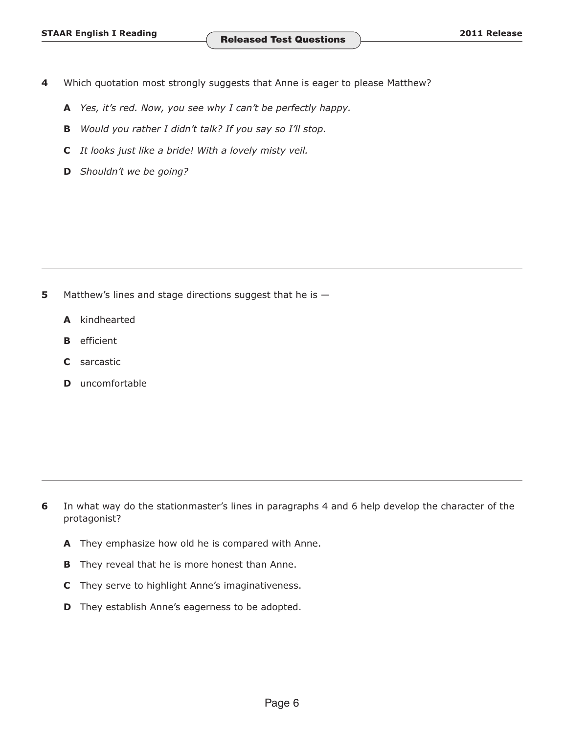**4** Which quotation most strongly suggests that Anne is eager to please Matthew?

**A** *Yes, it's red. Now, you see why I can't be perfectly happy.*

**B** *Would you rather I didn't talk? If you say so I'll stop.*

**C** *It looks just like a bride! With a lovely misty veil.*

**D** *Shouldn't we be going?*

---

**5** Matthew's lines and stage directions suggest that he is —

**A** kindhearted

**B** efficient

**C** sarcastic

**D** uncomfortable

---

**6** In what way do the stationmaster's lines in paragraphs 4 and 6 help develop the character of the protagonist?

**A** They emphasize how old he is compared with Anne.

**B** They reveal that he is more honest than Anne.

**C** They serve to highlight Anne's imaginativeness.

**D** They establish Anne's eagerness to be adopted.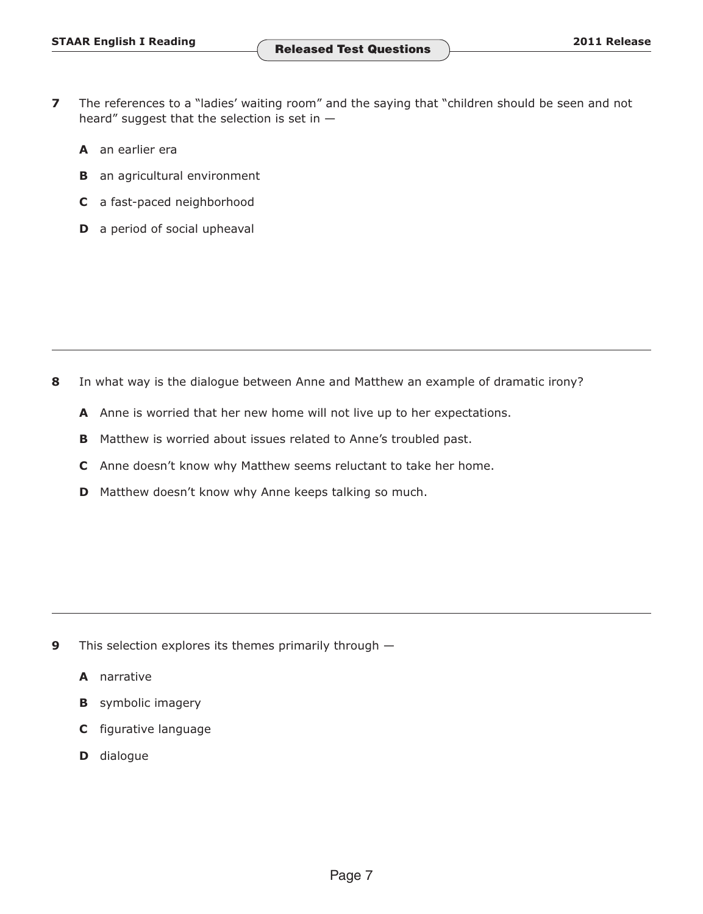7 The references to a "ladies' waiting room" and the saying that "children should be seen and not heard" suggest that the selection is set in —

**A** an earlier era

**B** an agricultural environment

**C** a fast-paced neighborhood

**D** a period of social upheaval

---

8 In what way is the dialogue between Anne and Matthew an example of dramatic irony?

**A** Anne is worried that her new home will not live up to her expectations.

**B** Matthew is worried about issues related to Anne's troubled past.

**C** Anne doesn't know why Matthew seems reluctant to take her home.

**D** Matthew doesn't know why Anne keeps talking so much.

---

9 This selection explores its themes primarily through —

**A** narrative

**B** symbolic imagery

**C** figurative language

**D** dialogue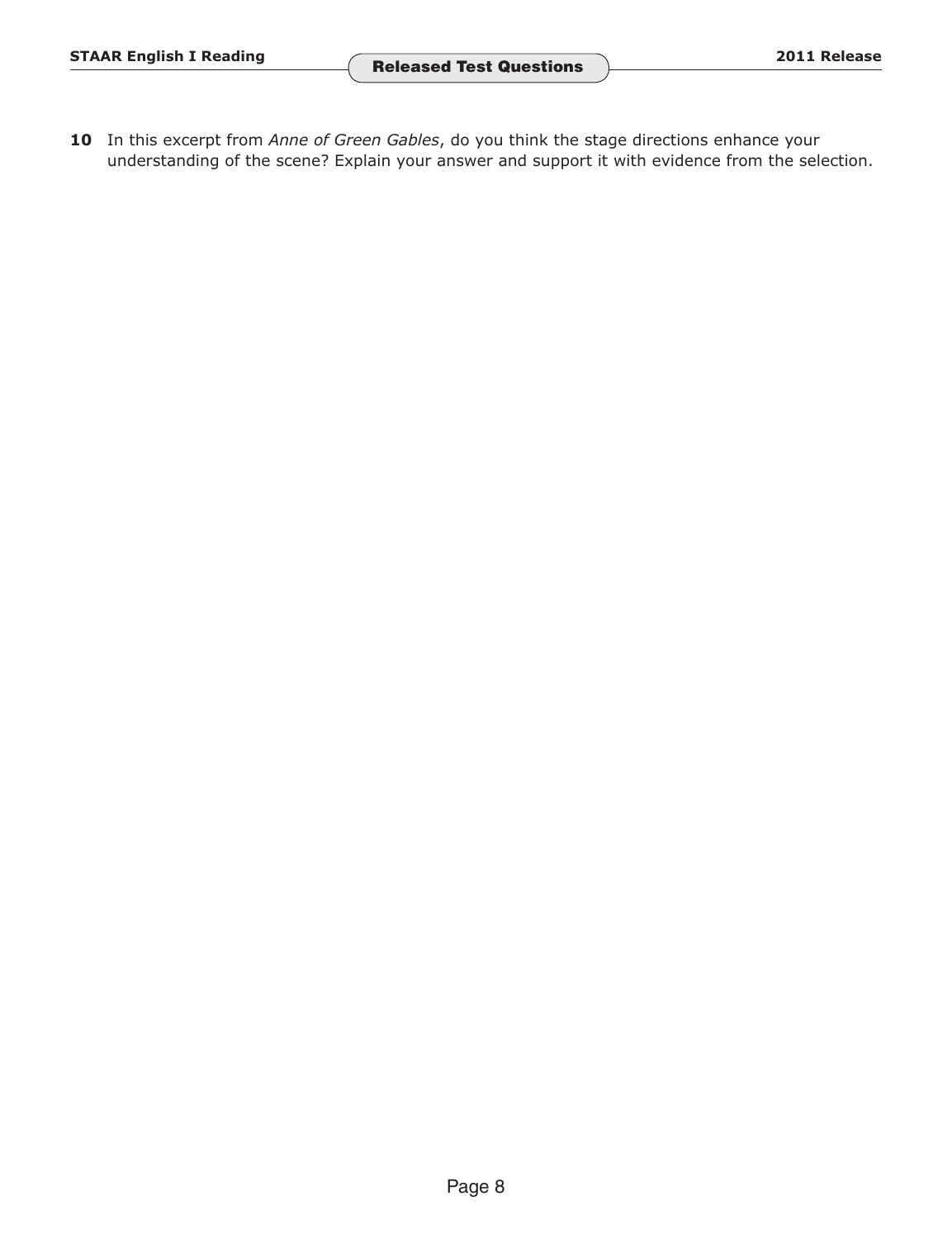**10** In this excerpt from *Anne of Green Gables*, do you think the stage directions enhance your understanding of the scene? Explain your answer and support it with evidence from the selection.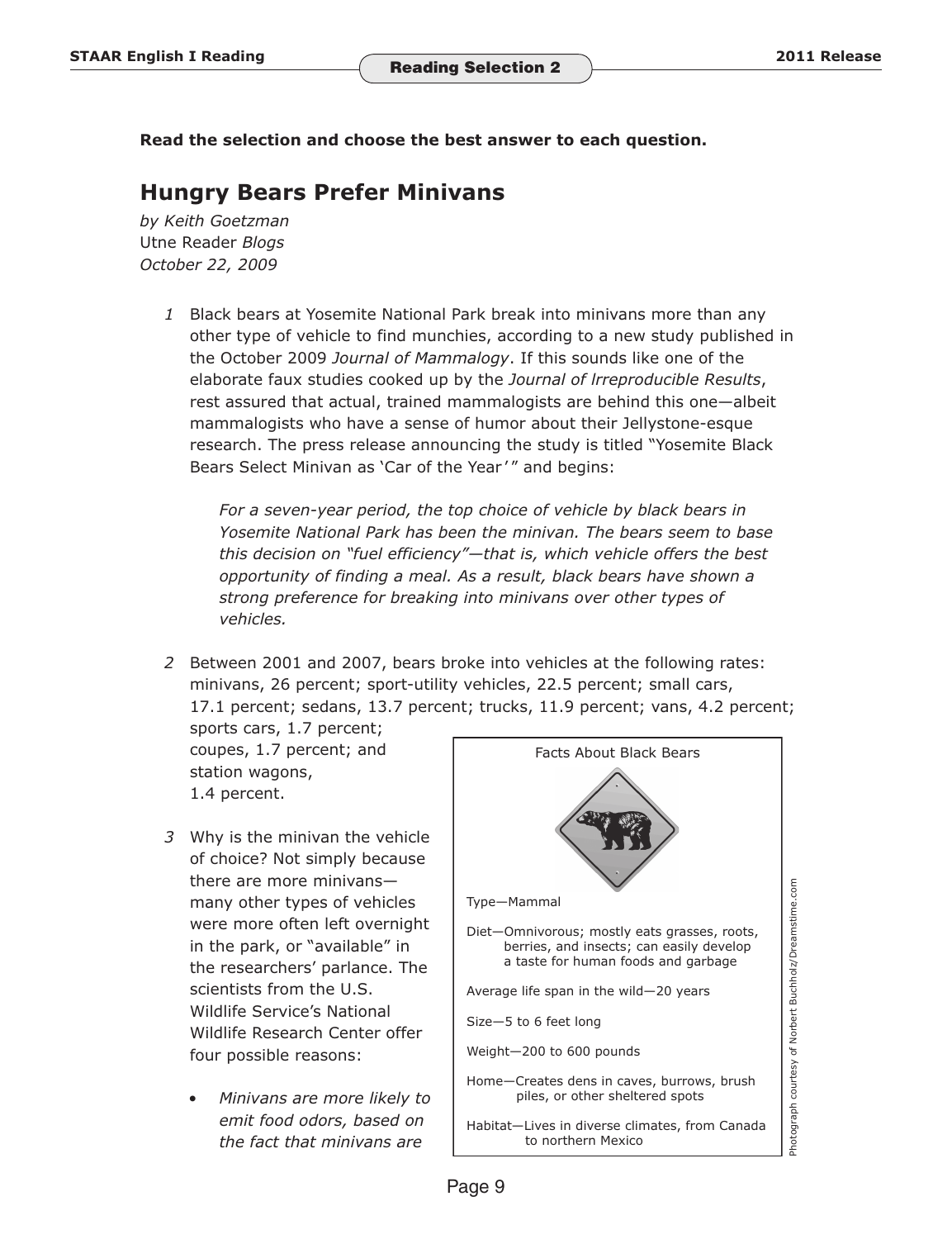**Read the selection and choose the best answer to each question.**

## Hungry Bears Prefer Minivans

*by Keith Goetzman*
Utne Reader *Blogs*
*October 22, 2009*

*1* Black bears at Yosemite National Park break into minivans more than any other type of vehicle to find munchies, according to a new study published in the October 2009 *Journal of Mammalogy*. If this sounds like one of the elaborate faux studies cooked up by the *Journal of Irreproducible Results*, rest assured that actual, trained mammalogists are behind this one—albeit mammalogists who have a sense of humor about their Jellystone-esque research. The press release announcing the study is titled "Yosemite Black Bears Select Minivan as 'Car of the Year'" and begins:

> *For a seven-year period, the top choice of vehicle by black bears in Yosemite National Park has been the minivan. The bears seem to base this decision on "fuel efficiency"—that is, which vehicle offers the best opportunity of finding a meal. As a result, black bears have shown a strong preference for breaking into minivans over other types of vehicles.*

*2* Between 2001 and 2007, bears broke into vehicles at the following rates: minivans, 26 percent; sport-utility vehicles, 22.5 percent; small cars, 17.1 percent; sedans, 13.7 percent; trucks, 11.9 percent; vans, 4.2 percent; sports cars, 1.7 percent; coupes, 1.7 percent; and station wagons, 1.4 percent.

*3* Why is the minivan the vehicle of choice? Not simply because there are more minivans—many other types of vehicles were more often left overnight in the park, or "available" in the researchers' parlance. The scientists from the U.S. Wildlife Service's National Wildlife Research Center offer four possible reasons:

- *Minivans are more likely to emit food odors, based on the fact that minivans are*

---

Facts About Black Bears

Type—Mammal

Diet—Omnivorous; mostly eats grasses, roots, berries, and insects; can easily develop a taste for human foods and garbage

Average life span in the wild—20 years

Size—5 to 6 feet long

Weight—200 to 600 pounds

Home—Creates dens in caves, burrows, brush piles, or other sheltered spots

Habitat—Lives in diverse climates, from Canada to northern Mexico

Photograph courtesy of Norbert Buchholz/Dreamstime.com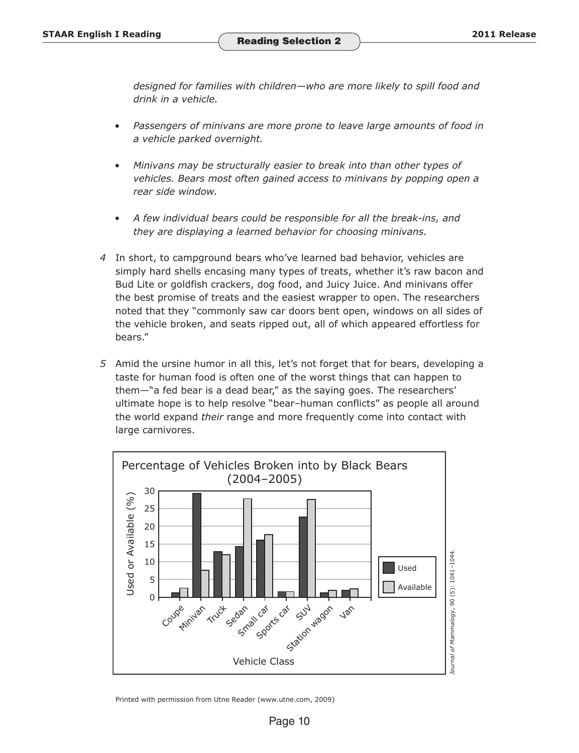*designed for families with children—who are more likely to spill food and drink in a vehicle.*

- *Passengers of minivans are more prone to leave large amounts of food in a vehicle parked overnight.*
- *Minivans may be structurally easier to break into than other types of vehicles. Bears most often gained access to minivans by popping open a rear side window.*
- *A few individual bears could be responsible for all the break-ins, and they are displaying a learned behavior for choosing minivans.*

*4* In short, to campground bears who've learned bad behavior, vehicles are simply hard shells encasing many types of treats, whether it's raw bacon and Bud Lite or goldfish crackers, dog food, and Juicy Juice. And minivans offer the best promise of treats and the easiest wrapper to open. The researchers noted that they "commonly saw car doors bent open, windows on all sides of the vehicle broken, and seats ripped out, all of which appeared effortless for bears."

*5* Amid the ursine humor in all this, let's not forget that for bears, developing a taste for human food is often one of the worst things that can happen to them—"a fed bear is a dead bear," as the saying goes. The researchers' ultimate hope is to help resolve "bear–human conflicts" as people all around the world expand *their* range and more frequently come into contact with large carnivores.

**Percentage of Vehicles Broken into by Black Bears (2004–2005)**

Used or Available (%): 0, 5, 10, 15, 20, 25, 30

Vehicle Class: Coupe, Minivan, Truck, Sedan, Small car, Sports car, SUV, Station wagon, Van

Legend: Used, Available

*Journal of Mammalogy*, 90 (5): 1041–1044.

Printed with permission from Utne Reader (www.utne.com, 2009)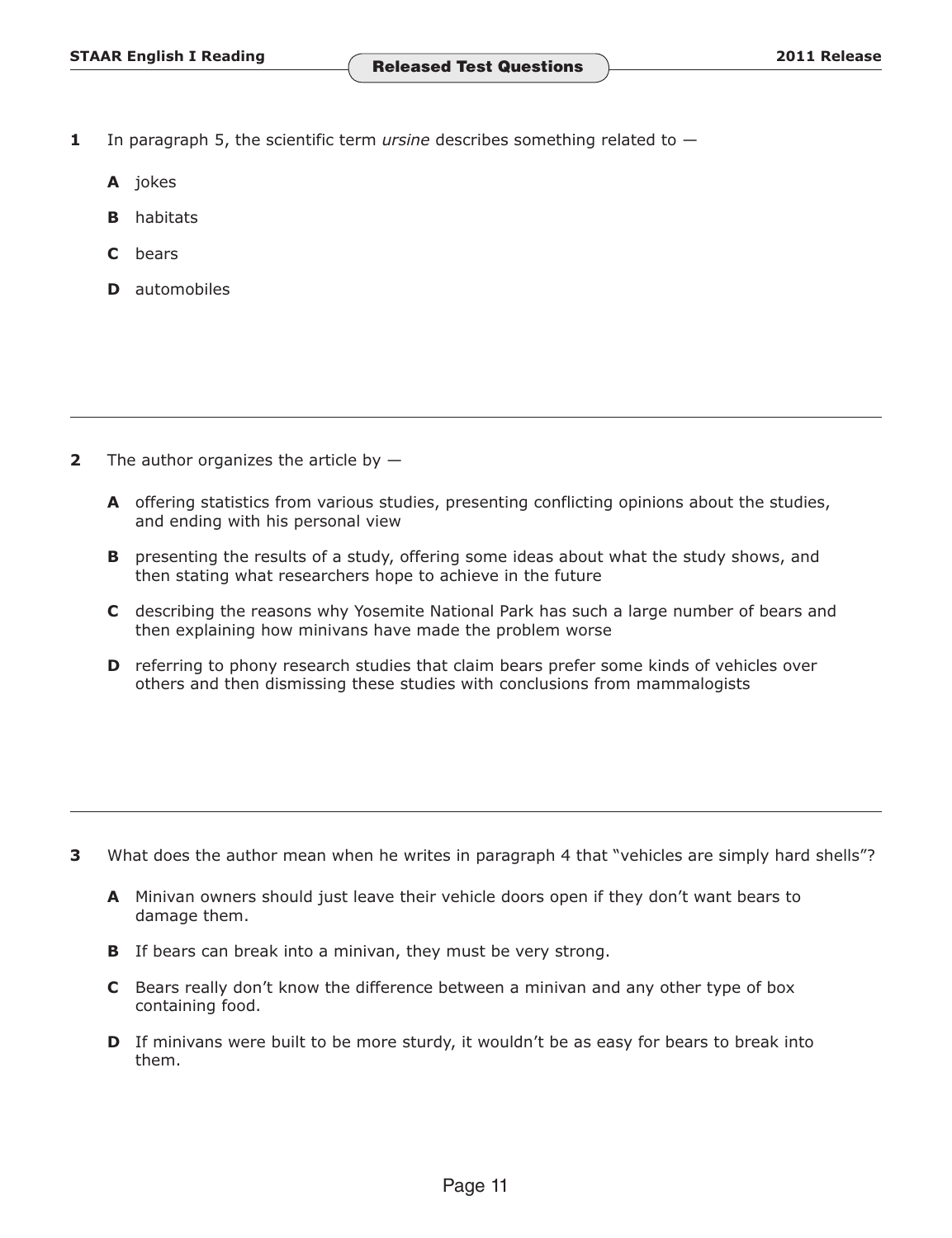**1** In paragraph 5, the scientific term *ursine* describes something related to —

**A** jokes

**B** habitats

**C** bears

**D** automobiles

---

**2** The author organizes the article by —

**A** offering statistics from various studies, presenting conflicting opinions about the studies, and ending with his personal view

**B** presenting the results of a study, offering some ideas about what the study shows, and then stating what researchers hope to achieve in the future

**C** describing the reasons why Yosemite National Park has such a large number of bears and then explaining how minivans have made the problem worse

**D** referring to phony research studies that claim bears prefer some kinds of vehicles over others and then dismissing these studies with conclusions from mammalogists

---

**3** What does the author mean when he writes in paragraph 4 that "vehicles are simply hard shells"?

**A** Minivan owners should just leave their vehicle doors open if they don't want bears to damage them.

**B** If bears can break into a minivan, they must be very strong.

**C** Bears really don't know the difference between a minivan and any other type of box containing food.

**D** If minivans were built to be more sturdy, it wouldn't be as easy for bears to break into them.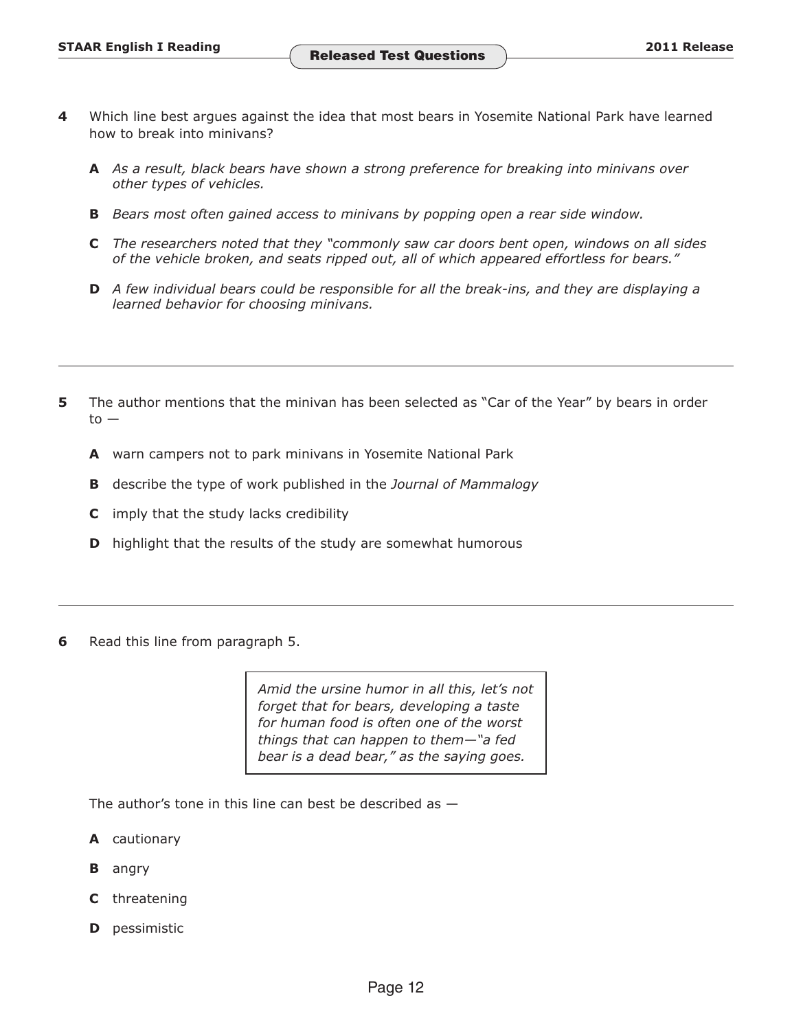**4** Which line best argues against the idea that most bears in Yosemite National Park have learned how to break into minivans?

**A** *As a result, black bears have shown a strong preference for breaking into minivans over other types of vehicles.*

**B** *Bears most often gained access to minivans by popping open a rear side window.*

**C** *The researchers noted that they "commonly saw car doors bent open, windows on all sides of the vehicle broken, and seats ripped out, all of which appeared effortless for bears."*

**D** *A few individual bears could be responsible for all the break-ins, and they are displaying a learned behavior for choosing minivans.*

---

**5** The author mentions that the minivan has been selected as "Car of the Year" by bears in order to —

**A** warn campers not to park minivans in Yosemite National Park

**B** describe the type of work published in the *Journal of Mammalogy*

**C** imply that the study lacks credibility

**D** highlight that the results of the study are somewhat humorous

---

**6** Read this line from paragraph 5.

> *Amid the ursine humor in all this, let's not forget that for bears, developing a taste for human food is often one of the worst things that can happen to them—"a fed bear is a dead bear," as the saying goes.*

The author's tone in this line can best be described as —

**A** cautionary

**B** angry

**C** threatening

**D** pessimistic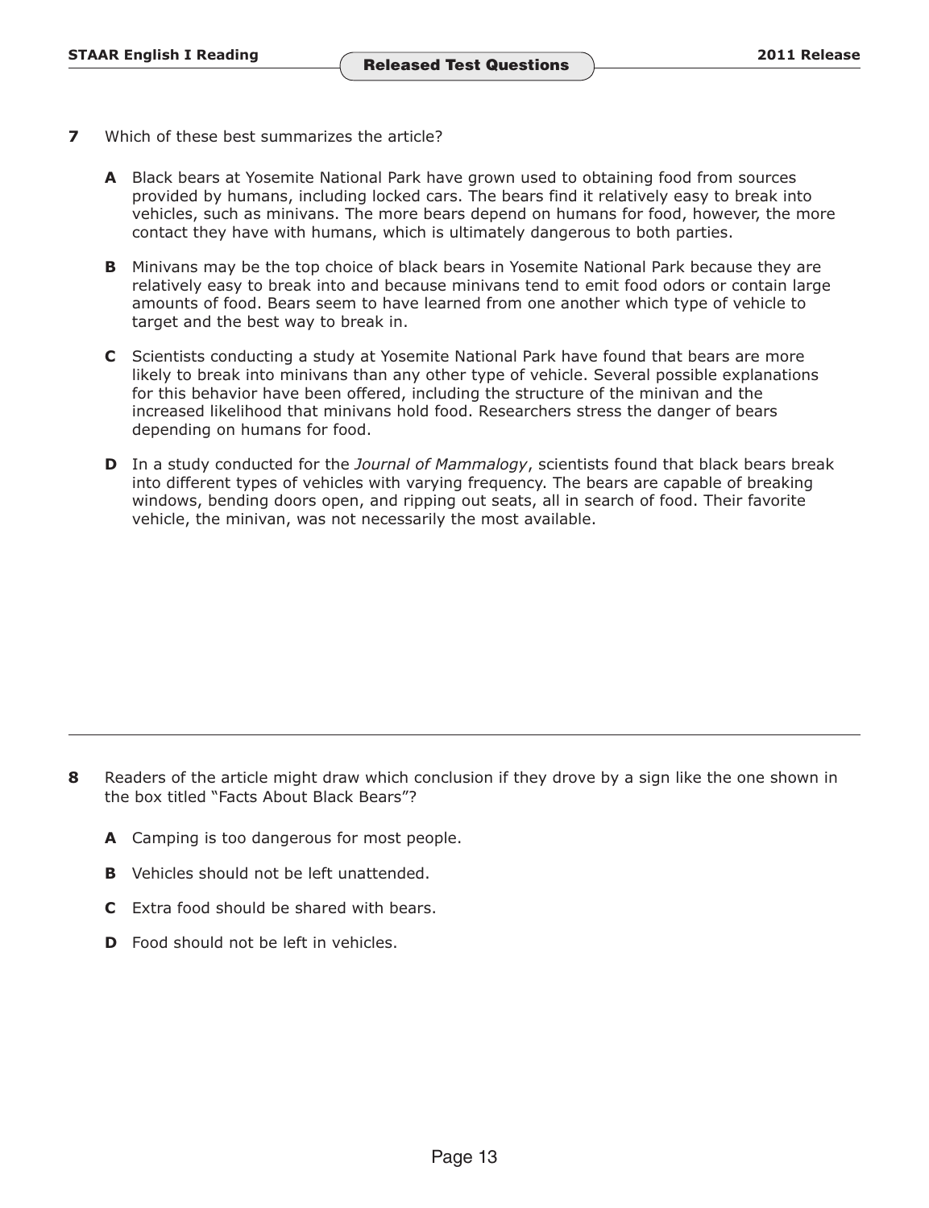**7** Which of these best summarizes the article?

**A** Black bears at Yosemite National Park have grown used to obtaining food from sources provided by humans, including locked cars. The bears find it relatively easy to break into vehicles, such as minivans. The more bears depend on humans for food, however, the more contact they have with humans, which is ultimately dangerous to both parties.

**B** Minivans may be the top choice of black bears in Yosemite National Park because they are relatively easy to break into and because minivans tend to emit food odors or contain large amounts of food. Bears seem to have learned from one another which type of vehicle to target and the best way to break in.

**C** Scientists conducting a study at Yosemite National Park have found that bears are more likely to break into minivans than any other type of vehicle. Several possible explanations for this behavior have been offered, including the structure of the minivan and the increased likelihood that minivans hold food. Researchers stress the danger of bears depending on humans for food.

**D** In a study conducted for the *Journal of Mammalogy*, scientists found that black bears break into different types of vehicles with varying frequency. The bears are capable of breaking windows, bending doors open, and ripping out seats, all in search of food. Their favorite vehicle, the minivan, was not necessarily the most available.

---

**8** Readers of the article might draw which conclusion if they drove by a sign like the one shown in the box titled "Facts About Black Bears"?

**A** Camping is too dangerous for most people.

**B** Vehicles should not be left unattended.

**C** Extra food should be shared with bears.

**D** Food should not be left in vehicles.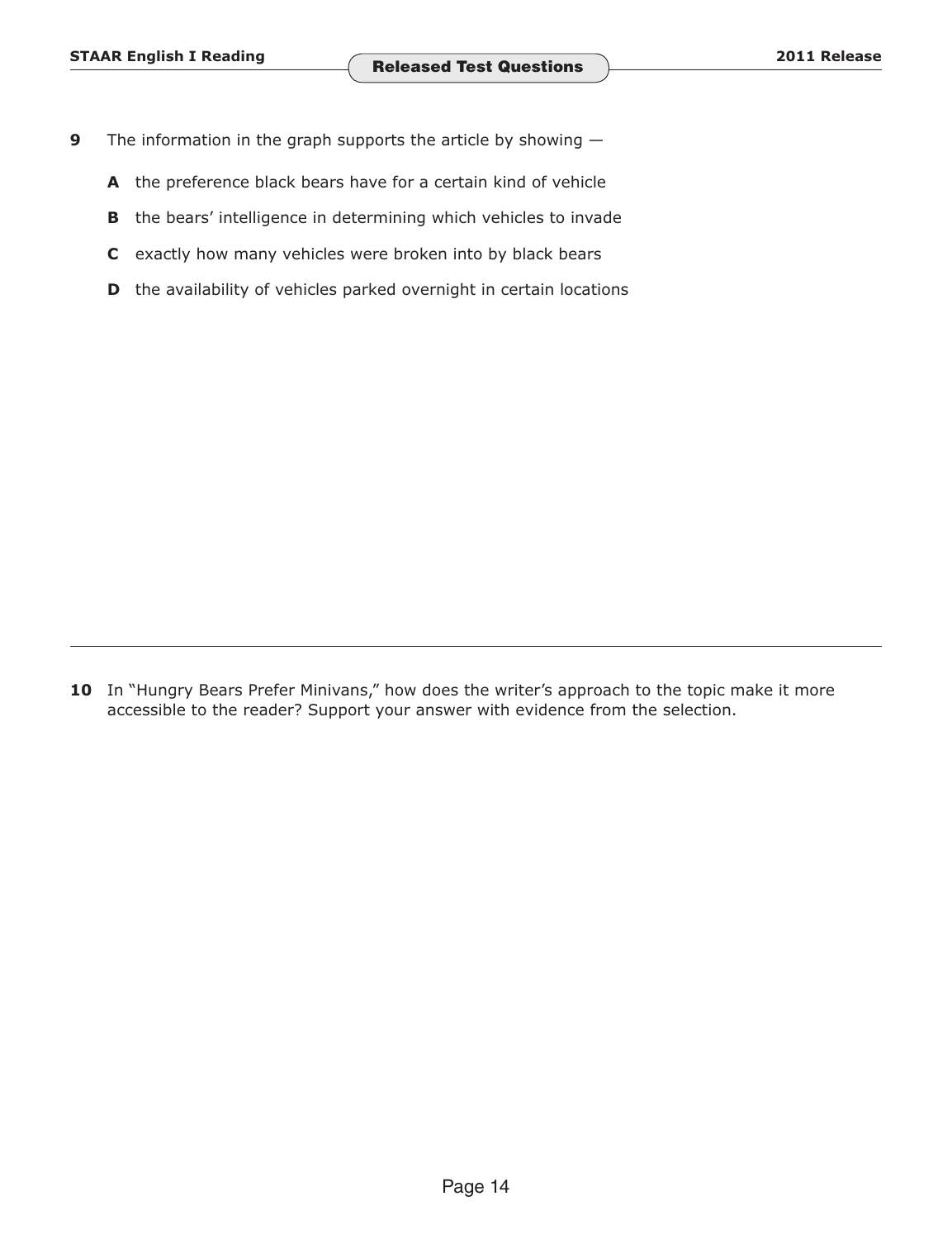**9** The information in the graph supports the article by showing —

- **A** the preference black bears have for a certain kind of vehicle
- **B** the bears' intelligence in determining which vehicles to invade
- **C** exactly how many vehicles were broken into by black bears
- **D** the availability of vehicles parked overnight in certain locations

---

**10** In "Hungry Bears Prefer Minivans," how does the writer's approach to the topic make it more accessible to the reader? Support your answer with evidence from the selection.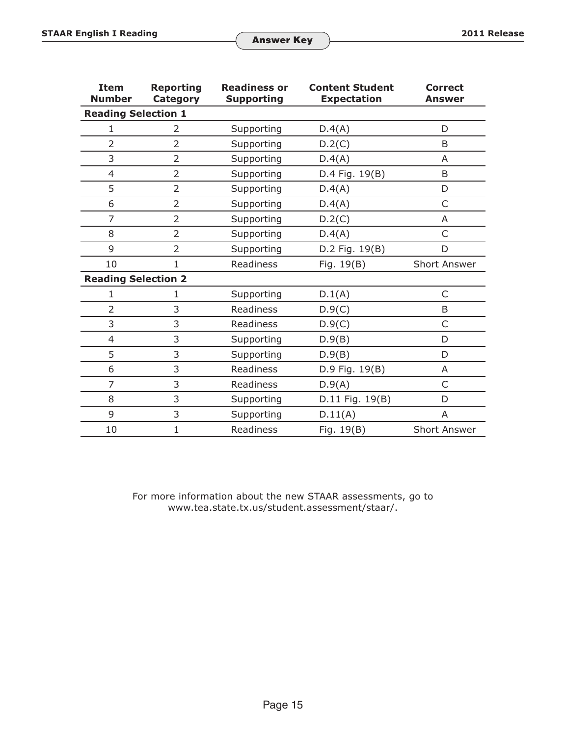## Answer Key

| Item Number | Reporting Category | Readiness or Supporting | Content Student Expectation | Correct Answer |
|---|---|---|---|---|
| **Reading Selection 1** | | | | |
| 1 | 2 | Supporting | D.4(A) | D |
| 2 | 2 | Supporting | D.2(C) | B |
| 3 | 2 | Supporting | D.4(A) | A |
| 4 | 2 | Supporting | D.4 Fig. 19(B) | B |
| 5 | 2 | Supporting | D.4(A) | D |
| 6 | 2 | Supporting | D.4(A) | C |
| 7 | 2 | Supporting | D.2(C) | A |
| 8 | 2 | Supporting | D.4(A) | C |
| 9 | 2 | Supporting | D.2 Fig. 19(B) | D |
| 10 | 1 | Readiness | Fig. 19(B) | Short Answer |
| **Reading Selection 2** | | | | |
| 1 | 1 | Supporting | D.1(A) | C |
| 2 | 3 | Readiness | D.9(C) | B |
| 3 | 3 | Readiness | D.9(C) | C |
| 4 | 3 | Supporting | D.9(B) | D |
| 5 | 3 | Supporting | D.9(B) | D |
| 6 | 3 | Readiness | D.9 Fig. 19(B) | A |
| 7 | 3 | Readiness | D.9(A) | C |
| 8 | 3 | Supporting | D.11 Fig. 19(B) | D |
| 9 | 3 | Supporting | D.11(A) | A |
| 10 | 1 | Readiness | Fig. 19(B) | Short Answer |

For more information about the new STAAR assessments, go to www.tea.state.tx.us/student.assessment/staar/.